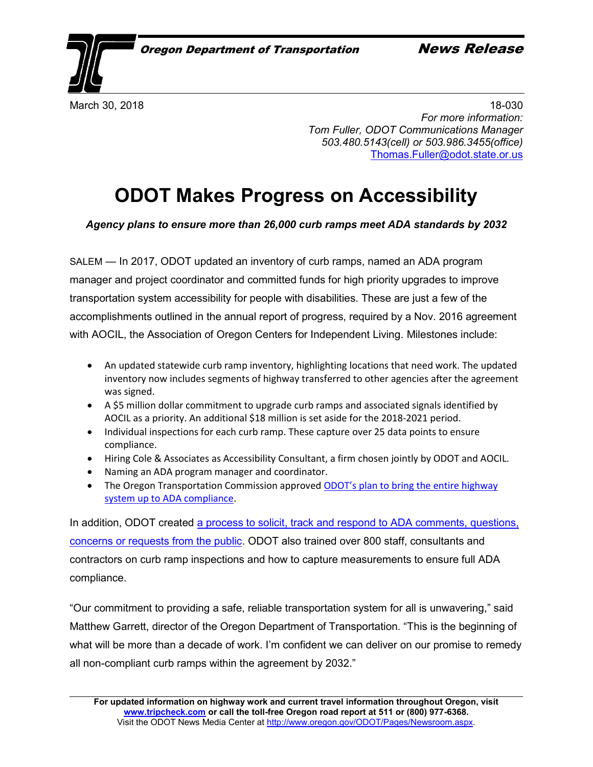**Oregon Department of Transportation** **News Release**

March 30, 2018 18-030

*For more information:*
*Tom Fuller, ODOT Communications Manager*
*503.480.5143(cell) or 503.986.3455(office)*
[Thomas.Fuller@odot.state.or.us](mailto:Thomas.Fuller@odot.state.or.us)

# ODOT Makes Progress on Accessibility

***Agency plans to ensure more than 26,000 curb ramps meet ADA standards by 2032***

SALEM — In 2017, ODOT updated an inventory of curb ramps, named an ADA program manager and project coordinator and committed funds for high priority upgrades to improve transportation system accessibility for people with disabilities. These are just a few of the accomplishments outlined in the annual report of progress, required by a Nov. 2016 agreement with AOCIL, the Association of Oregon Centers for Independent Living. Milestones include:

- An updated statewide curb ramp inventory, highlighting locations that need work. The updated inventory now includes segments of highway transferred to other agencies after the agreement was signed.
- A $5 million dollar commitment to upgrade curb ramps and associated signals identified by AOCIL as a priority. An additional $18 million is set aside for the 2018-2021 period.
- Individual inspections for each curb ramp. These capture over 25 data points to ensure compliance.
- Hiring Cole & Associates as Accessibility Consultant, a firm chosen jointly by ODOT and AOCIL.
- Naming an ADA program manager and coordinator.
- The Oregon Transportation Commission approved ODOT's plan to bring the entire highway system up to ADA compliance.

In addition, ODOT created a process to solicit, track and respond to ADA comments, questions, concerns or requests from the public. ODOT also trained over 800 staff, consultants and contractors on curb ramp inspections and how to capture measurements to ensure full ADA compliance.

"Our commitment to providing a safe, reliable transportation system for all is unwavering," said Matthew Garrett, director of the Oregon Department of Transportation. "This is the beginning of what will be more than a decade of work. I'm confident we can deliver on our promise to remedy all non-compliant curb ramps within the agreement by 2032."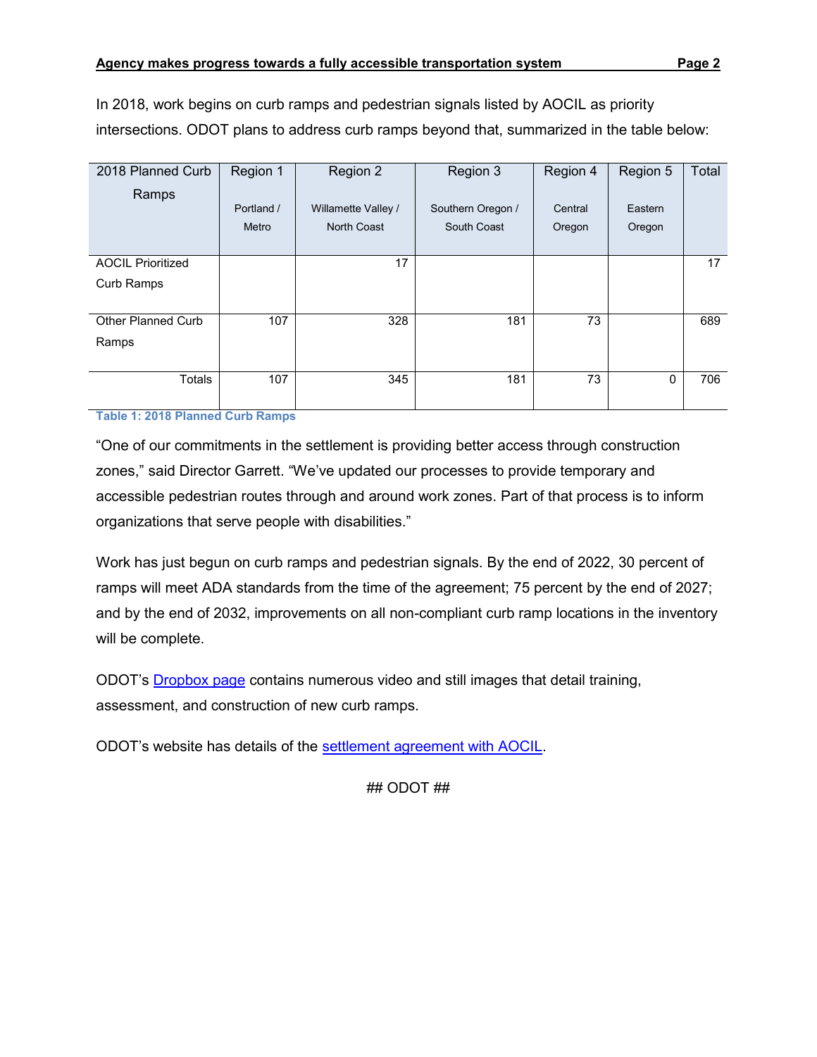In 2018, work begins on curb ramps and pedestrian signals listed by AOCIL as priority intersections. ODOT plans to address curb ramps beyond that, summarized in the table below:

| 2018 Planned Curb Ramps | Region 1 Portland / Metro | Region 2 Willamette Valley / North Coast | Region 3 Southern Oregon / South Coast | Region 4 Central Oregon | Region 5 Eastern Oregon | Total |
|---|---|---|---|---|---|---|
| AOCIL Prioritized Curb Ramps | | 17 | | | | 17 |
| Other Planned Curb Ramps | 107 | 328 | 181 | 73 | | 689 |
| Totals | 107 | 345 | 181 | 73 | 0 | 706 |

**Table 1: 2018 Planned Curb Ramps**

"One of our commitments in the settlement is providing better access through construction zones," said Director Garrett. "We've updated our processes to provide temporary and accessible pedestrian routes through and around work zones. Part of that process is to inform organizations that serve people with disabilities."

Work has just begun on curb ramps and pedestrian signals. By the end of 2022, 30 percent of ramps will meet ADA standards from the time of the agreement; 75 percent by the end of 2027; and by the end of 2032, improvements on all non-compliant curb ramp locations in the inventory will be complete.

ODOT's Dropbox page contains numerous video and still images that detail training, assessment, and construction of new curb ramps.

ODOT's website has details of the settlement agreement with AOCIL.

## ODOT ##